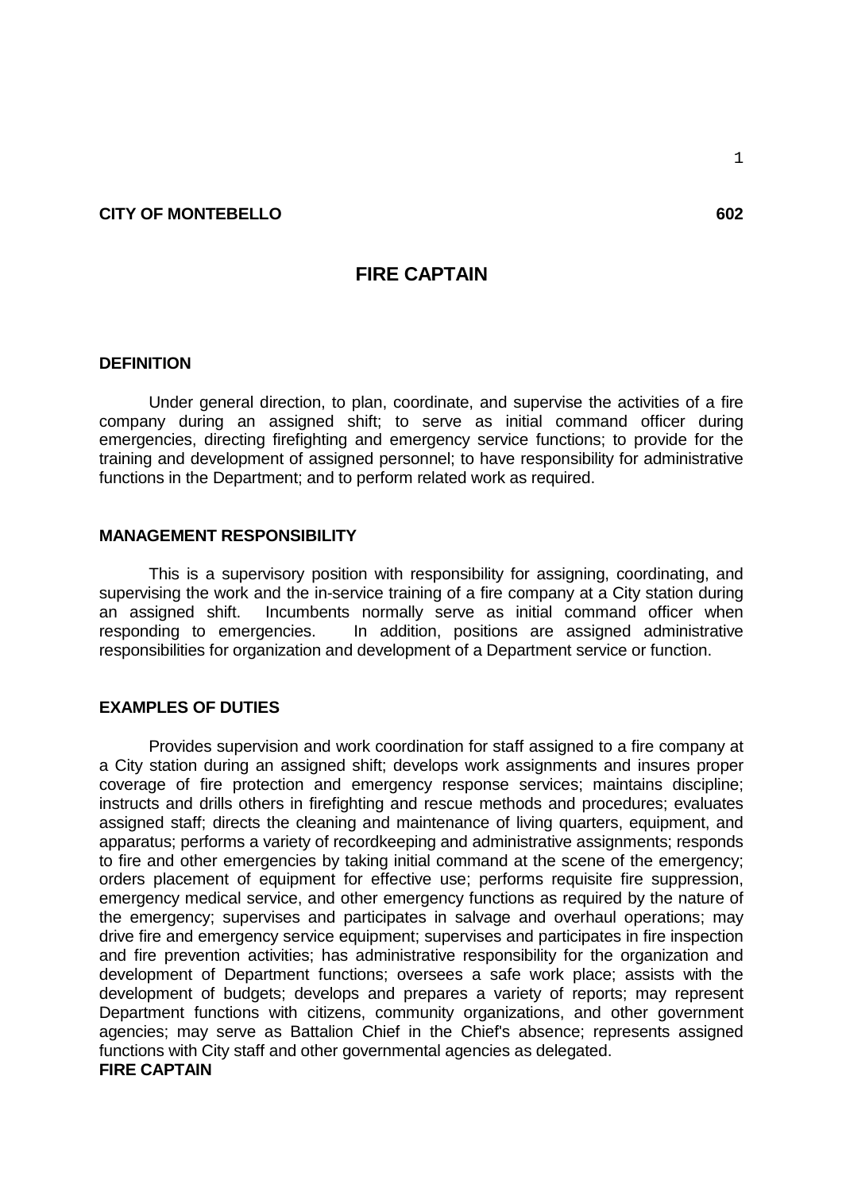**CITY OF MONTEBELLO** **602**

# FIRE CAPTAIN

## DEFINITION

Under general direction, to plan, coordinate, and supervise the activities of a fire company during an assigned shift; to serve as initial command officer during emergencies, directing firefighting and emergency service functions; to provide for the training and development of assigned personnel; to have responsibility for administrative functions in the Department; and to perform related work as required.

## MANAGEMENT RESPONSIBILITY

This is a supervisory position with responsibility for assigning, coordinating, and supervising the work and the in-service training of a fire company at a City station during an assigned shift. Incumbents normally serve as initial command officer when responding to emergencies. In addition, positions are assigned administrative responsibilities for organization and development of a Department service or function.

## EXAMPLES OF DUTIES

Provides supervision and work coordination for staff assigned to a fire company at a City station during an assigned shift; develops work assignments and insures proper coverage of fire protection and emergency response services; maintains discipline; instructs and drills others in firefighting and rescue methods and procedures; evaluates assigned staff; directs the cleaning and maintenance of living quarters, equipment, and apparatus; performs a variety of recordkeeping and administrative assignments; responds to fire and other emergencies by taking initial command at the scene of the emergency; orders placement of equipment for effective use; performs requisite fire suppression, emergency medical service, and other emergency functions as required by the nature of the emergency; supervises and participates in salvage and overhaul operations; may drive fire and emergency service equipment; supervises and participates in fire inspection and fire prevention activities; has administrative responsibility for the organization and development of Department functions; oversees a safe work place; assists with the development of budgets; develops and prepares a variety of reports; may represent Department functions with citizens, community organizations, and other government agencies; may serve as Battalion Chief in the Chief's absence; represents assigned functions with City staff and other governmental agencies as delegated.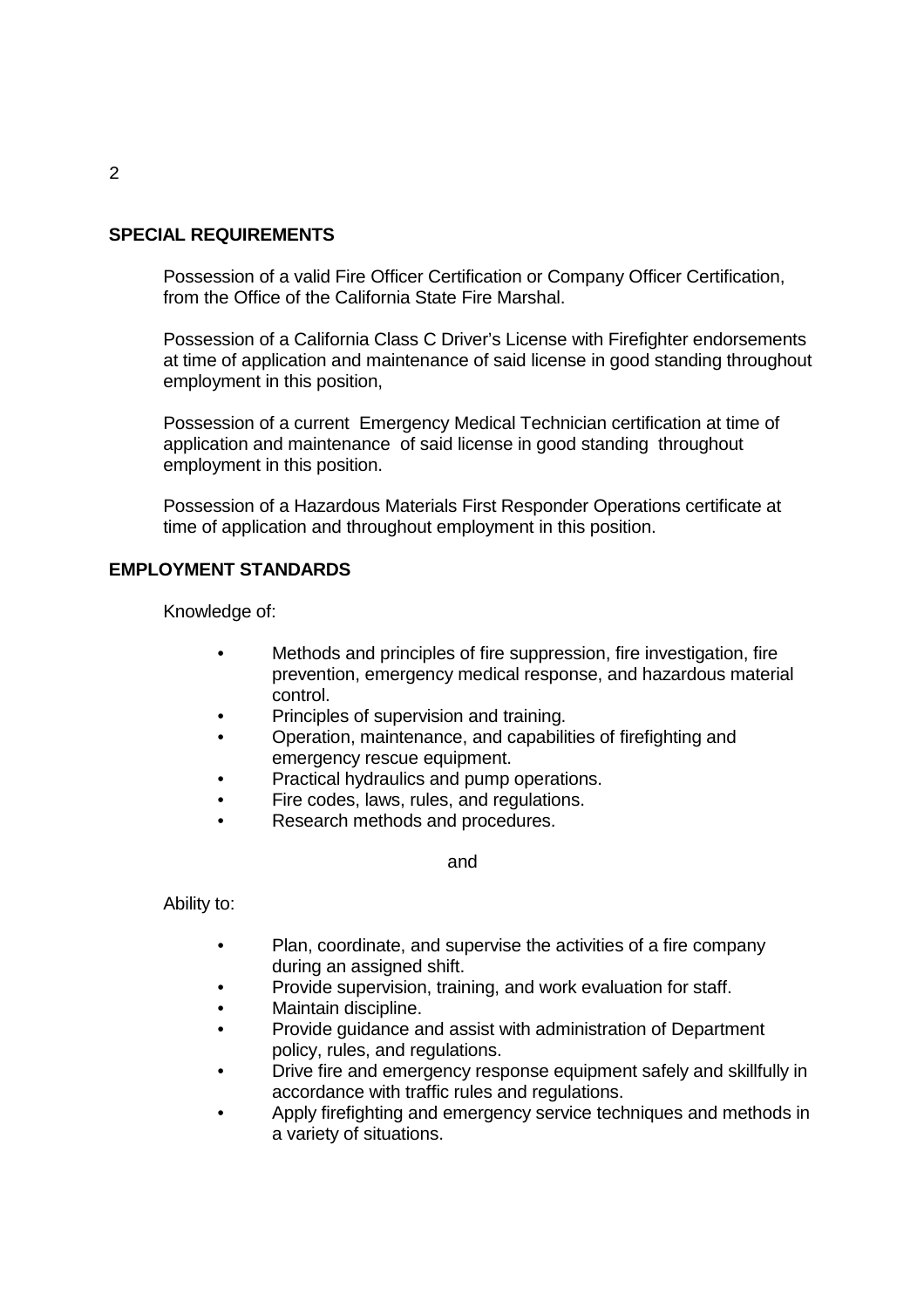## SPECIAL REQUIREMENTS

Possession of a valid Fire Officer Certification or Company Officer Certification, from the Office of the California State Fire Marshal.

Possession of a California Class C Driver's License with Firefighter endorsements at time of application and maintenance of said license in good standing throughout employment in this position,

Possession of a current Emergency Medical Technician certification at time of application and maintenance of said license in good standing throughout employment in this position.

Possession of a Hazardous Materials First Responder Operations certificate at time of application and throughout employment in this position.

## EMPLOYMENT STANDARDS

Knowledge of:

- Methods and principles of fire suppression, fire investigation, fire prevention, emergency medical response, and hazardous material control.
- Principles of supervision and training.
- Operation, maintenance, and capabilities of firefighting and emergency rescue equipment.
- Practical hydraulics and pump operations.
- Fire codes, laws, rules, and regulations.
- Research methods and procedures.

and

Ability to:

- Plan, coordinate, and supervise the activities of a fire company during an assigned shift.
- Provide supervision, training, and work evaluation for staff.
- Maintain discipline.
- Provide guidance and assist with administration of Department policy, rules, and regulations.
- Drive fire and emergency response equipment safely and skillfully in accordance with traffic rules and regulations.
- Apply firefighting and emergency service techniques and methods in a variety of situations.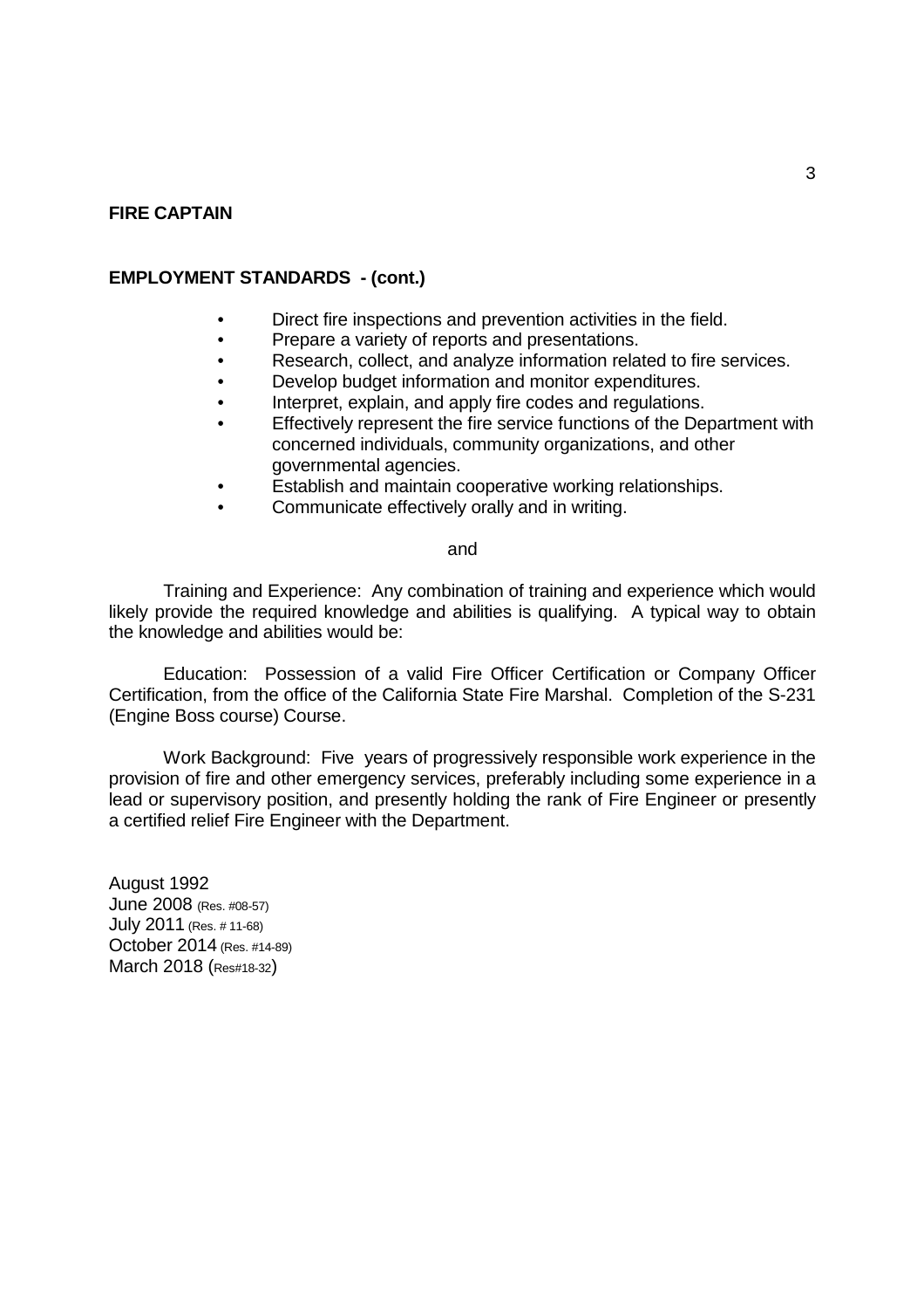**FIRE CAPTAIN**

**EMPLOYMENT STANDARDS - (cont.)**

- Direct fire inspections and prevention activities in the field.
- Prepare a variety of reports and presentations.
- Research, collect, and analyze information related to fire services.
- Develop budget information and monitor expenditures.
- Interpret, explain, and apply fire codes and regulations.
- Effectively represent the fire service functions of the Department with concerned individuals, community organizations, and other governmental agencies.
- Establish and maintain cooperative working relationships.
- Communicate effectively orally and in writing.

and

Training and Experience: Any combination of training and experience which would likely provide the required knowledge and abilities is qualifying. A typical way to obtain the knowledge and abilities would be:

Education: Possession of a valid Fire Officer Certification or Company Officer Certification, from the office of the California State Fire Marshal. Completion of the S-231 (Engine Boss course) Course.

Work Background: Five years of progressively responsible work experience in the provision of fire and other emergency services, preferably including some experience in a lead or supervisory position, and presently holding the rank of Fire Engineer or presently a certified relief Fire Engineer with the Department.

August 1992
June 2008 (Res. #08-57)
July 2011 (Res. # 11-68)
October 2014 (Res. #14-89)
March 2018 (Res#18-32)